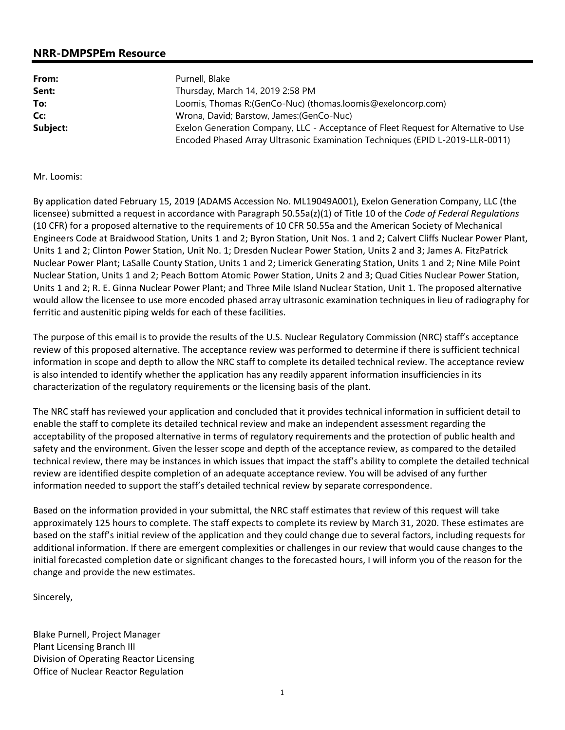## NRR-DMPSPEm Resource

| | |
|---|---|
| **From:** | Purnell, Blake |
| **Sent:** | Thursday, March 14, 2019 2:58 PM |
| **To:** | Loomis, Thomas R:(GenCo-Nuc) (thomas.loomis@exeloncorp.com) |
| **Cc:** | Wrona, David; Barstow, James:(GenCo-Nuc) |
| **Subject:** | Exelon Generation Company, LLC - Acceptance of Fleet Request for Alternative to Use Encoded Phased Array Ultrasonic Examination Techniques (EPID L-2019-LLR-0011) |

Mr. Loomis:

By application dated February 15, 2019 (ADAMS Accession No. ML19049A001), Exelon Generation Company, LLC (the licensee) submitted a request in accordance with Paragraph 50.55a(z)(1) of Title 10 of the *Code of Federal Regulations* (10 CFR) for a proposed alternative to the requirements of 10 CFR 50.55a and the American Society of Mechanical Engineers Code at Braidwood Station, Units 1 and 2; Byron Station, Unit Nos. 1 and 2; Calvert Cliffs Nuclear Power Plant, Units 1 and 2; Clinton Power Station, Unit No. 1; Dresden Nuclear Power Station, Units 2 and 3; James A. FitzPatrick Nuclear Power Plant; LaSalle County Station, Units 1 and 2; Limerick Generating Station, Units 1 and 2; Nine Mile Point Nuclear Station, Units 1 and 2; Peach Bottom Atomic Power Station, Units 2 and 3; Quad Cities Nuclear Power Station, Units 1 and 2; R. E. Ginna Nuclear Power Plant; and Three Mile Island Nuclear Station, Unit 1. The proposed alternative would allow the licensee to use more encoded phased array ultrasonic examination techniques in lieu of radiography for ferritic and austenitic piping welds for each of these facilities.

The purpose of this email is to provide the results of the U.S. Nuclear Regulatory Commission (NRC) staff's acceptance review of this proposed alternative. The acceptance review was performed to determine if there is sufficient technical information in scope and depth to allow the NRC staff to complete its detailed technical review. The acceptance review is also intended to identify whether the application has any readily apparent information insufficiencies in its characterization of the regulatory requirements or the licensing basis of the plant.

The NRC staff has reviewed your application and concluded that it provides technical information in sufficient detail to enable the staff to complete its detailed technical review and make an independent assessment regarding the acceptability of the proposed alternative in terms of regulatory requirements and the protection of public health and safety and the environment. Given the lesser scope and depth of the acceptance review, as compared to the detailed technical review, there may be instances in which issues that impact the staff's ability to complete the detailed technical review are identified despite completion of an adequate acceptance review. You will be advised of any further information needed to support the staff's detailed technical review by separate correspondence.

Based on the information provided in your submittal, the NRC staff estimates that review of this request will take approximately 125 hours to complete. The staff expects to complete its review by March 31, 2020. These estimates are based on the staff's initial review of the application and they could change due to several factors, including requests for additional information. If there are emergent complexities or challenges in our review that would cause changes to the initial forecasted completion date or significant changes to the forecasted hours, I will inform you of the reason for the change and provide the new estimates.

Sincerely,

Blake Purnell, Project Manager
Plant Licensing Branch III
Division of Operating Reactor Licensing
Office of Nuclear Reactor Regulation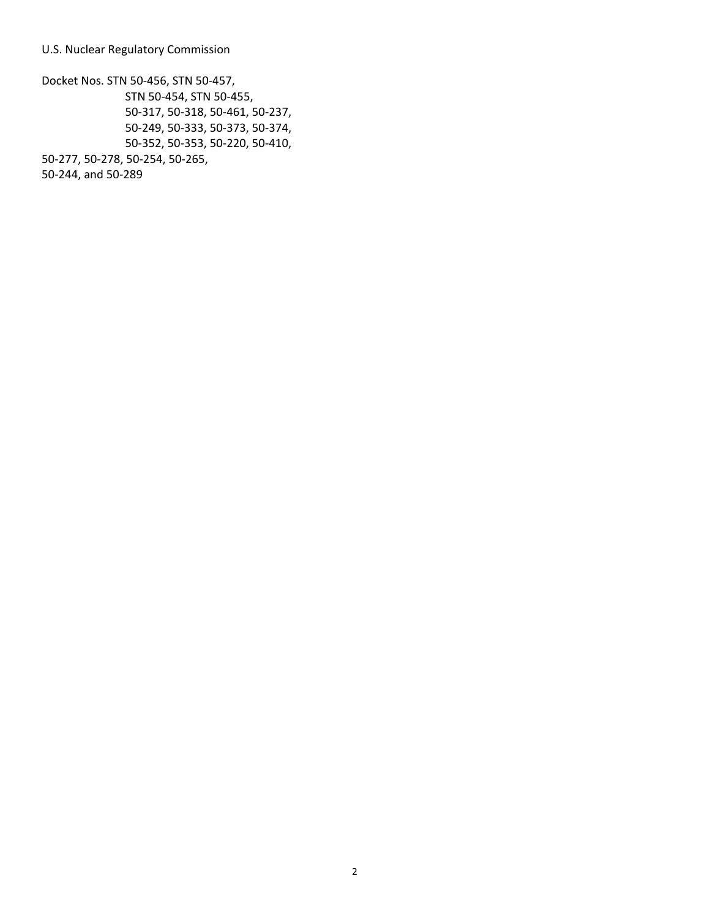U.S. Nuclear Regulatory Commission

Docket Nos. STN 50-456, STN 50-457,
STN 50-454, STN 50-455,
50-317, 50-318, 50-461, 50-237,
50-249, 50-333, 50-373, 50-374,
50-352, 50-353, 50-220, 50-410,
50-277, 50-278, 50-254, 50-265,
50-244, and 50-289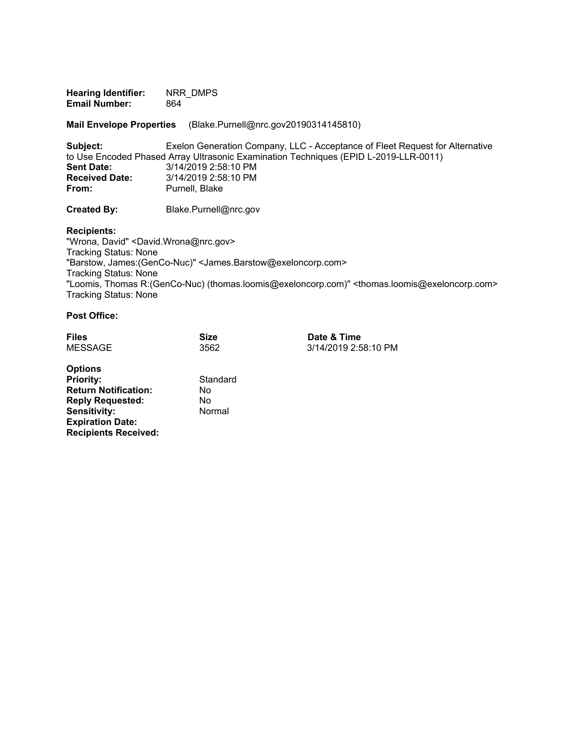**Hearing Identifier:** NRR_DMPS
**Email Number:** 864

**Mail Envelope Properties** (Blake.Purnell@nrc.gov20190314145810)

**Subject:** Exelon Generation Company, LLC - Acceptance of Fleet Request for Alternative to Use Encoded Phased Array Ultrasonic Examination Techniques (EPID L-2019-LLR-0011)
**Sent Date:** 3/14/2019 2:58:10 PM
**Received Date:** 3/14/2019 2:58:10 PM
**From:** Purnell, Blake

**Created By:** Blake.Purnell@nrc.gov

**Recipients:**
"Wrona, David" <David.Wrona@nrc.gov>
Tracking Status: None
"Barstow, James:(GenCo-Nuc)" <James.Barstow@exeloncorp.com>
Tracking Status: None
"Loomis, Thomas R:(GenCo-Nuc) (thomas.loomis@exeloncorp.com)" <thomas.loomis@exeloncorp.com>
Tracking Status: None

**Post Office:**

| Files | Size | Date & Time |
|---|---|---|
| MESSAGE | 3562 | 3/14/2019 2:58:10 PM |

**Options**
**Priority:** Standard
**Return Notification:** No
**Reply Requested:** No
**Sensitivity:** Normal
**Expiration Date:**
**Recipients Received:**